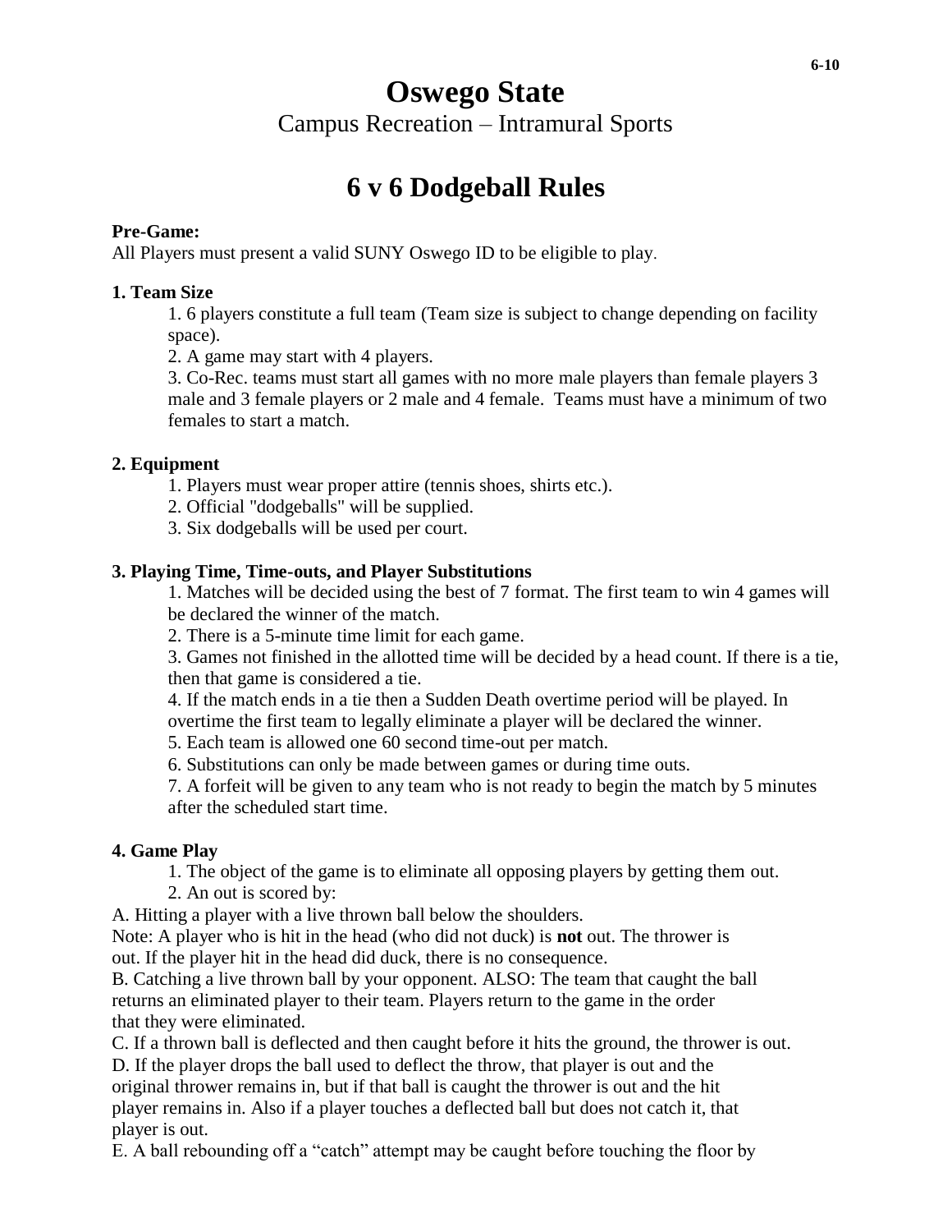#  Oswego State

Campus Recreation – Intramural Sports

## 6 v 6 Dodgeball Rules

**Pre-Game:**
All Players must present a valid SUNY Oswego ID to be eligible to play.

**1. Team Size**

1. 6 players constitute a full team (Team size is subject to change depending on facility space).
2. A game may start with 4 players.
3. Co-Rec. teams must start all games with no more male players than female players 3 male and 3 female players or 2 male and 4 female. Teams must have a minimum of two females to start a match.

**2. Equipment**

1. Players must wear proper attire (tennis shoes, shirts etc.).
2. Official "dodgeballs" will be supplied.
3. Six dodgeballs will be used per court.

**3. Playing Time, Time-outs, and Player Substitutions**

1. Matches will be decided using the best of 7 format. The first team to win 4 games will be declared the winner of the match.
2. There is a 5-minute time limit for each game.
3. Games not finished in the allotted time will be decided by a head count. If there is a tie, then that game is considered a tie.
4. If the match ends in a tie then a Sudden Death overtime period will be played. In overtime the first team to legally eliminate a player will be declared the winner.
5. Each team is allowed one 60 second time-out per match.
6. Substitutions can only be made between games or during time outs.
7. A forfeit will be given to any team who is not ready to begin the match by 5 minutes after the scheduled start time.

**4. Game Play**

1. The object of the game is to eliminate all opposing players by getting them out.
2. An out is scored by:

A. Hitting a player with a live thrown ball below the shoulders.
Note: A player who is hit in the head (who did not duck) is **not** out. The thrower is out. If the player hit in the head did duck, there is no consequence.
B. Catching a live thrown ball by your opponent. ALSO: The team that caught the ball returns an eliminated player to their team. Players return to the game in the order that they were eliminated.
C. If a thrown ball is deflected and then caught before it hits the ground, the thrower is out.
D. If the player drops the ball used to deflect the throw, that player is out and the original thrower remains in, but if that ball is caught the thrower is out and the hit player remains in. Also if a player touches a deflected ball but does not catch it, that player is out.
E. A ball rebounding off a "catch" attempt may be caught before touching the floor by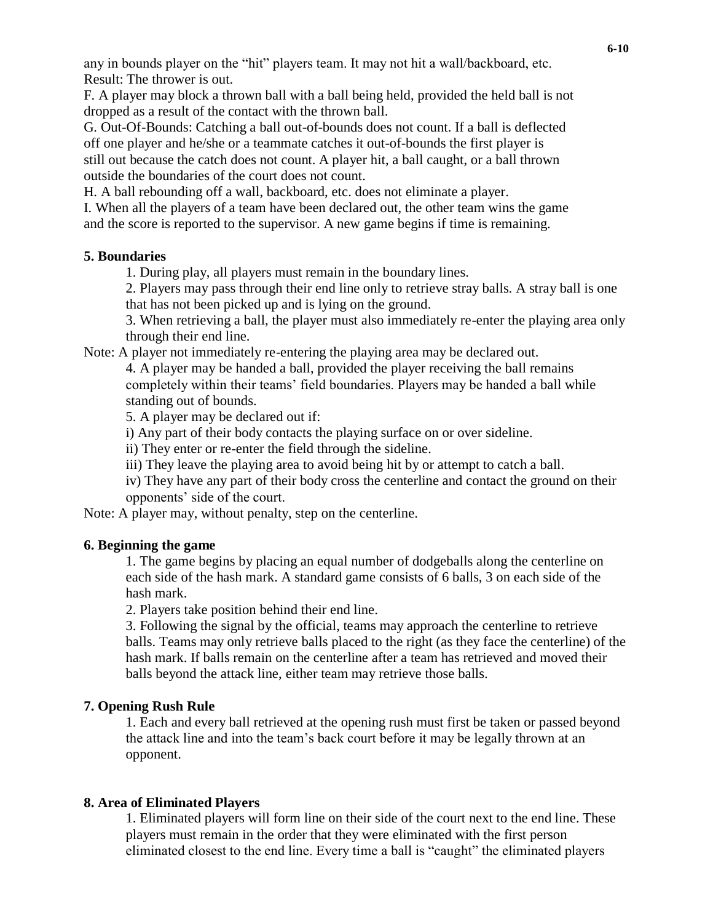any in bounds player on the "hit" players team. It may not hit a wall/backboard, etc. Result: The thrower is out.

F. A player may block a thrown ball with a ball being held, provided the held ball is not dropped as a result of the contact with the thrown ball.

G. Out-Of-Bounds: Catching a ball out-of-bounds does not count. If a ball is deflected off one player and he/she or a teammate catches it out-of-bounds the first player is still out because the catch does not count. A player hit, a ball caught, or a ball thrown outside the boundaries of the court does not count.

H. A ball rebounding off a wall, backboard, etc. does not eliminate a player.

I. When all the players of a team have been declared out, the other team wins the game and the score is reported to the supervisor. A new game begins if time is remaining.

**5. Boundaries**

1. During play, all players must remain in the boundary lines.
2. Players may pass through their end line only to retrieve stray balls. A stray ball is one that has not been picked up and is lying on the ground.
3. When retrieving a ball, the player must also immediately re-enter the playing area only through their end line.

Note: A player not immediately re-entering the playing area may be declared out.

4. A player may be handed a ball, provided the player receiving the ball remains completely within their teams' field boundaries. Players may be handed a ball while standing out of bounds.
5. A player may be declared out if:

i) Any part of their body contacts the playing surface on or over sideline.

ii) They enter or re-enter the field through the sideline.

iii) They leave the playing area to avoid being hit by or attempt to catch a ball.

iv) They have any part of their body cross the centerline and contact the ground on their opponents' side of the court.

Note: A player may, without penalty, step on the centerline.

**6. Beginning the game**

1. The game begins by placing an equal number of dodgeballs along the centerline on each side of the hash mark. A standard game consists of 6 balls, 3 on each side of the hash mark.
2. Players take position behind their end line.
3. Following the signal by the official, teams may approach the centerline to retrieve balls. Teams may only retrieve balls placed to the right (as they face the centerline) of the hash mark. If balls remain on the centerline after a team has retrieved and moved their balls beyond the attack line, either team may retrieve those balls.

**7. Opening Rush Rule**

1. Each and every ball retrieved at the opening rush must first be taken or passed beyond the attack line and into the team's back court before it may be legally thrown at an opponent.

**8. Area of Eliminated Players**

1. Eliminated players will form line on their side of the court next to the end line. These players must remain in the order that they were eliminated with the first person eliminated closest to the end line. Every time a ball is "caught" the eliminated players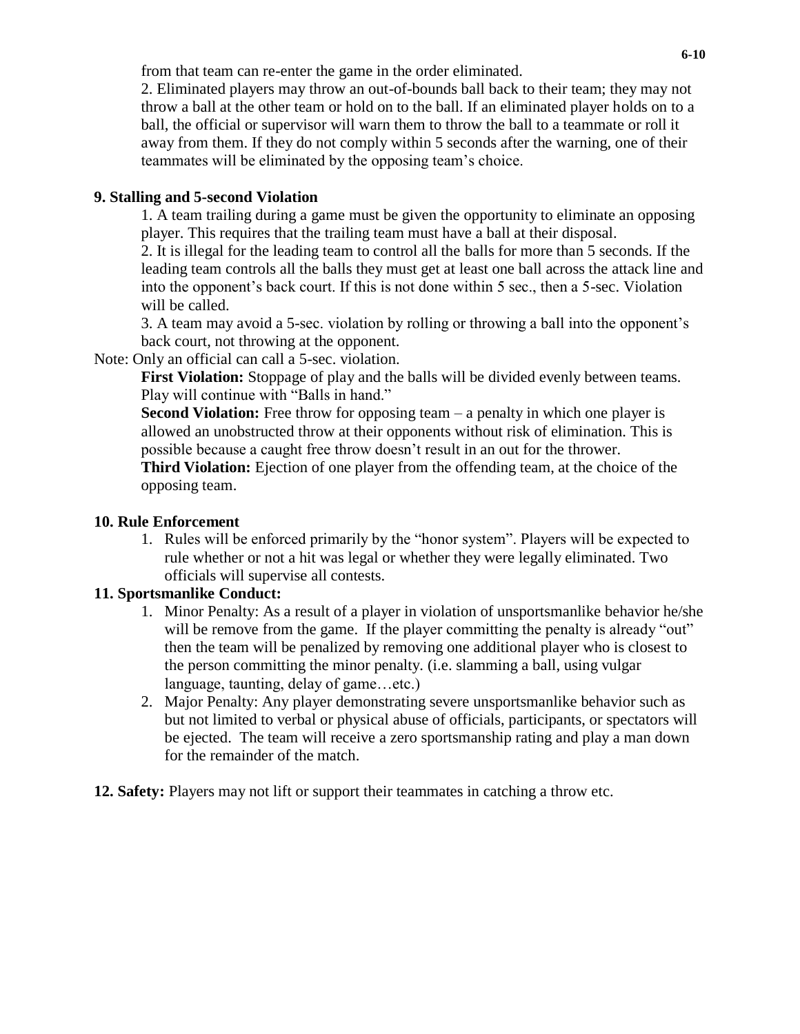from that team can re-enter the game in the order eliminated.

2. Eliminated players may throw an out-of-bounds ball back to their team; they may not throw a ball at the other team or hold on to the ball. If an eliminated player holds on to a ball, the official or supervisor will warn them to throw the ball to a teammate or roll it away from them. If they do not comply within 5 seconds after the warning, one of their teammates will be eliminated by the opposing team's choice.

**9. Stalling and 5-second Violation**

1. A team trailing during a game must be given the opportunity to eliminate an opposing player. This requires that the trailing team must have a ball at their disposal.

2. It is illegal for the leading team to control all the balls for more than 5 seconds. If the leading team controls all the balls they must get at least one ball across the attack line and into the opponent's back court. If this is not done within 5 sec., then a 5-sec. Violation will be called.

3. A team may avoid a 5-sec. violation by rolling or throwing a ball into the opponent's back court, not throwing at the opponent.

Note: Only an official can call a 5-sec. violation.

**First Violation:** Stoppage of play and the balls will be divided evenly between teams. Play will continue with "Balls in hand."

**Second Violation:** Free throw for opposing team – a penalty in which one player is allowed an unobstructed throw at their opponents without risk of elimination. This is possible because a caught free throw doesn't result in an out for the thrower.

**Third Violation:** Ejection of one player from the offending team, at the choice of the opposing team.

**10. Rule Enforcement**

1. Rules will be enforced primarily by the "honor system". Players will be expected to rule whether or not a hit was legal or whether they were legally eliminated. Two officials will supervise all contests.

**11. Sportsmanlike Conduct:**

1. Minor Penalty: As a result of a player in violation of unsportsmanlike behavior he/she will be remove from the game. If the player committing the penalty is already "out" then the team will be penalized by removing one additional player who is closest to the person committing the minor penalty. (i.e. slamming a ball, using vulgar language, taunting, delay of game…etc.)
2. Major Penalty: Any player demonstrating severe unsportsmanlike behavior such as but not limited to verbal or physical abuse of officials, participants, or spectators will be ejected. The team will receive a zero sportsmanship rating and play a man down for the remainder of the match.

**12. Safety:** Players may not lift or support their teammates in catching a throw etc.